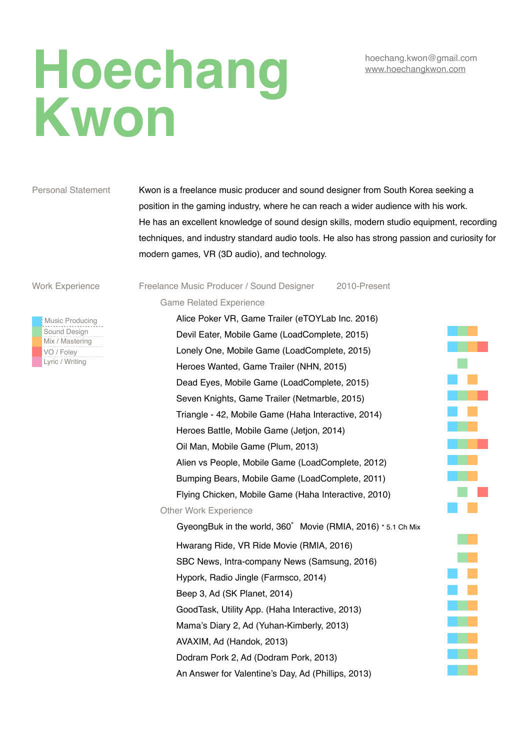# Hoechang Kwon

hoechang.kwon@gmail.com
www.hoechangkwon.com

## Personal Statement

Kwon is a freelance music producer and sound designer from South Korea seeking a position in the gaming industry, where he can reach a wider audience with his work.
He has an excellent knowledge of sound design skills, modern studio equipment, recording techniques, and industry standard audio tools. He also has strong passion and curiosity for modern games, VR (3D audio), and technology.

## Work Experience

- Music Producing
- Sound Design
- Mix / Mastering
- VO / Foley
- Lyric / Writing

### Freelance Music Producer / Sound Designer 2010-Present

#### Game Related Experience

- Alice Poker VR, Game Trailer (eTOYLab Inc. 2016)
- Devil Eater, Mobile Game (LoadComplete, 2015)
- Lonely One, Mobile Game (LoadComplete, 2015)
- Heroes Wanted, Game Trailer (NHN, 2015)
- Dead Eyes, Mobile Game (LoadComplete, 2015)
- Seven Knights, Game Trailer (Netmarble, 2015)
- Triangle - 42, Mobile Game (Haha Interactive, 2014)
- Heroes Battle, Mobile Game (Jetjon, 2014)
- Oil Man, Mobile Game (Plum, 2013)
- Alien vs People, Mobile Game (LoadComplete, 2012)
- Bumping Bears, Mobile Game (LoadComplete, 2011)
- Flying Chicken, Mobile Game (Haha Interactive, 2010)

#### Other Work Experience

- GyeongBuk in the world, 360˚ Movie (RMIA, 2016) * 5.1 Ch Mix
- Hwarang Ride, VR Ride Movie (RMIA, 2016)
- SBC News, Intra-company News (Samsung, 2016)
- Hypork, Radio Jingle (Farmsco, 2014)
- Beep 3, Ad (SK Planet, 2014)
- GoodTask, Utility App. (Haha Interactive, 2013)
- Mama's Diary 2, Ad (Yuhan-Kimberly, 2013)
- AVAXIM, Ad (Handok, 2013)
- Dodram Pork 2, Ad (Dodram Pork, 2013)
- An Answer for Valentine's Day, Ad (Phillips, 2013)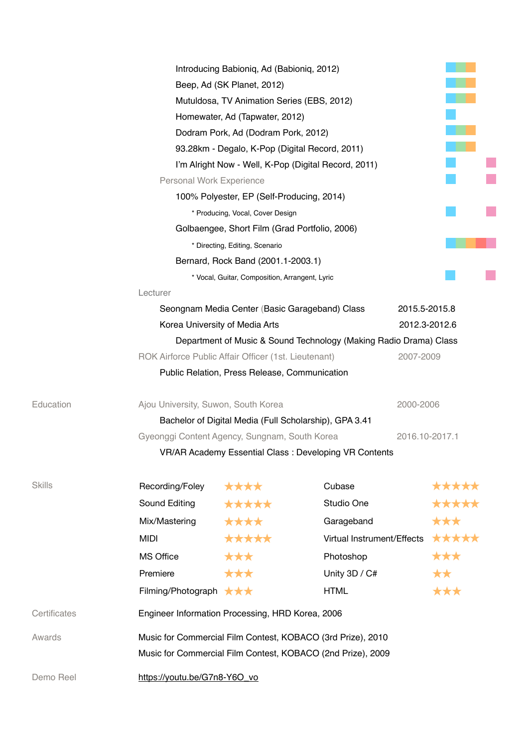Introducing Babioniq, Ad (Babioniq, 2012)

Beep, Ad (SK Planet, 2012)

Mutuldosa, TV Animation Series (EBS, 2012)

Homewater, Ad (Tapwater, 2012)

Dodram Pork, Ad (Dodram Pork, 2012)

93.28km - Degalo, K-Pop (Digital Record, 2011)

I'm Alright Now - Well, K-Pop (Digital Record, 2011)

Personal Work Experience

100% Polyester, EP (Self-Producing, 2014)

* Producing, Vocal, Cover Design

Golbaengee, Short Film (Grad Portfolio, 2006)

* Directing, Editing, Scenario

Bernard, Rock Band (2001.1-2003.1)

* Vocal, Guitar, Composition, Arrangent, Lyric

Lecturer

Seongnam Media Center (Basic Garageband) Class — 2015.5-2015.8

Korea University of Media Arts — 2012.3-2012.6

Department of Music & Sound Technology (Making Radio Drama) Class

ROK Airforce Public Affair Officer (1st. Lieutenant) — 2007-2009

Public Relation, Press Release, Communication

## Education

Ajou University, Suwon, South Korea — 2000-2006

Bachelor of Digital Media (Full Scholarship), GPA 3.41

Gyeonggi Content Agency, Sungnam, South Korea — 2016.10-2017.1

VR/AR Academy Essential Class : Developing VR Contents

## Skills

| | | | |
|---|---|---|---|
| Recording/Foley | ★★★★ | Cubase | ★★★★★ |
| Sound Editing | ★★★★★ | Studio One | ★★★★★ |
| Mix/Mastering | ★★★★ | Garageband | ★★★ |
| MIDI | ★★★★★ | Virtual Instrument/Effects | ★★★★★ |
| MS Office | ★★★ | Photoshop | ★★★ |
| Premiere | ★★★ | Unity 3D / C# | ★★ |
| Filming/Photograph | ★★★ | HTML | ★★★ |

## Certificates

Engineer Information Processing, HRD Korea, 2006

## Awards

Music for Commercial Film Contest, KOBACO (3rd Prize), 2010

Music for Commercial Film Contest, KOBACO (2nd Prize), 2009

## Demo Reel

https://youtu.be/G7n8-Y6O_vo